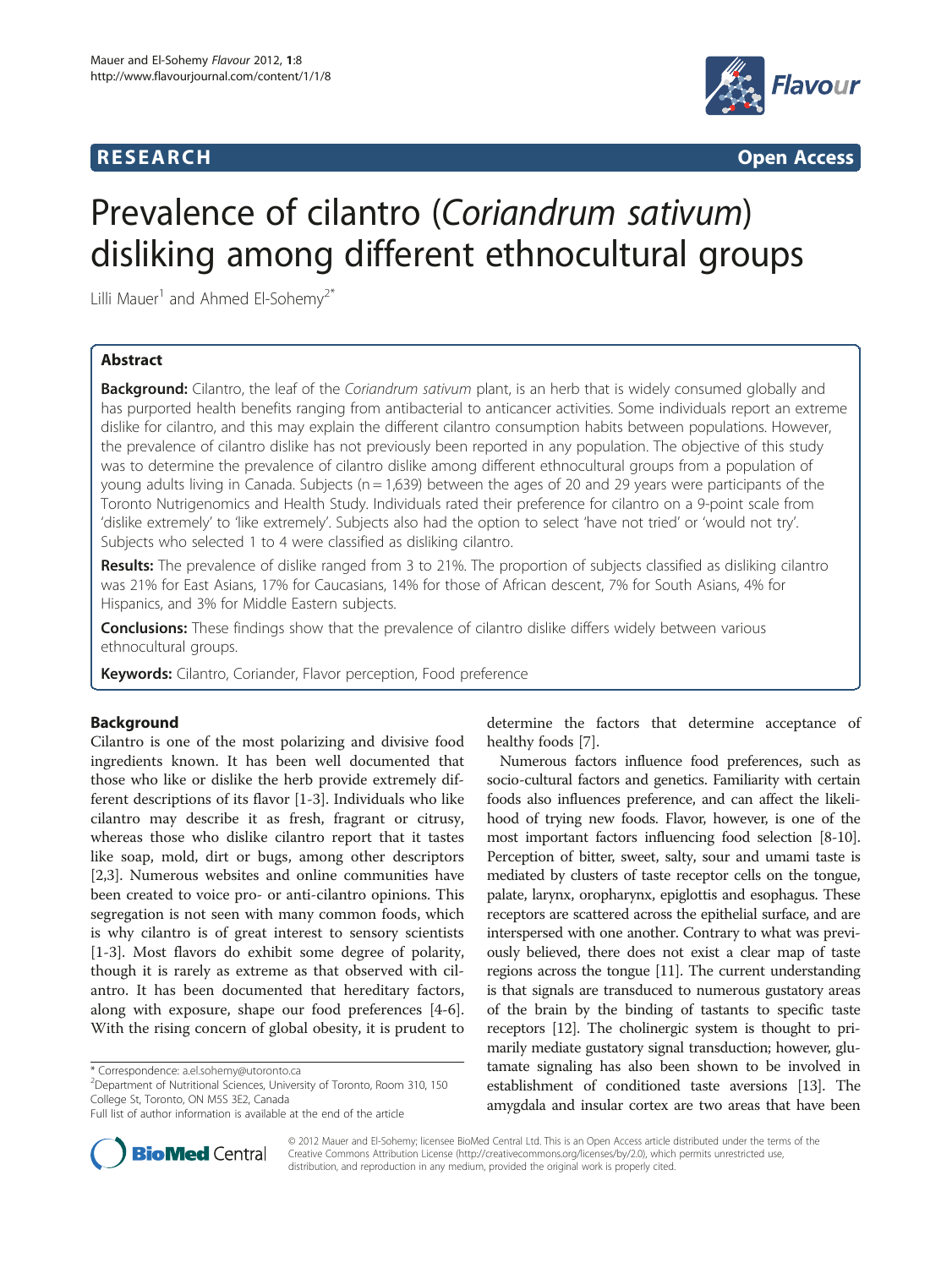RESEARCH Open Access

# Prevalence of cilantro (*Coriandrum sativum*) disliking among different ethnocultural groups

Lilli Mauer[1] and Ahmed El-Sohemy[2*]

## Abstract

**Background:** Cilantro, the leaf of the *Coriandrum sativum* plant, is an herb that is widely consumed globally and has purported health benefits ranging from antibacterial to anticancer activities. Some individuals report an extreme dislike for cilantro, and this may explain the different cilantro consumption habits between populations. However, the prevalence of cilantro dislike has not previously been reported in any population. The objective of this study was to determine the prevalence of cilantro dislike among different ethnocultural groups from a population of young adults living in Canada. Subjects (n = 1,639) between the ages of 20 and 29 years were participants of the Toronto Nutrigenomics and Health Study. Individuals rated their preference for cilantro on a 9-point scale from 'dislike extremely' to 'like extremely'. Subjects also had the option to select 'have not tried' or 'would not try'. Subjects who selected 1 to 4 were classified as disliking cilantro.

**Results:** The prevalence of dislike ranged from 3 to 21%. The proportion of subjects classified as disliking cilantro was 21% for East Asians, 17% for Caucasians, 14% for those of African descent, 7% for South Asians, 4% for Hispanics, and 3% for Middle Eastern subjects.

**Conclusions:** These findings show that the prevalence of cilantro dislike differs widely between various ethnocultural groups.

**Keywords:** Cilantro, Coriander, Flavor perception, Food preference

## Background

Cilantro is one of the most polarizing and divisive food ingredients known. It has been well documented that those who like or dislike the herb provide extremely different descriptions of its flavor [1-3]. Individuals who like cilantro may describe it as fresh, fragrant or citrusy, whereas those who dislike cilantro report that it tastes like soap, mold, dirt or bugs, among other descriptors [2,3]. Numerous websites and online communities have been created to voice pro- or anti-cilantro opinions. This segregation is not seen with many common foods, which is why cilantro is of great interest to sensory scientists [1-3]. Most flavors do exhibit some degree of polarity, though it is rarely as extreme as that observed with cilantro. It has been documented that hereditary factors, along with exposure, shape our food preferences [4-6]. With the rising concern of global obesity, it is prudent to determine the factors that determine acceptance of healthy foods [7].

Numerous factors influence food preferences, such as socio-cultural factors and genetics. Familiarity with certain foods also influences preference, and can affect the likelihood of trying new foods. Flavor, however, is one of the most important factors influencing food selection [8-10]. Perception of bitter, sweet, salty, sour and umami taste is mediated by clusters of taste receptor cells on the tongue, palate, larynx, oropharynx, epiglottis and esophagus. These receptors are scattered across the epithelial surface, and are interspersed with one another. Contrary to what was previously believed, there does not exist a clear map of taste regions across the tongue [11]. The current understanding is that signals are transduced to numerous gustatory areas of the brain by the binding of tastants to specific taste receptors [12]. The cholinergic system is thought to primarily mediate gustatory signal transduction; however, glutamate signaling has also been shown to be involved in establishment of conditioned taste aversions [13]. The amygdala and insular cortex are two areas that have been

\* Correspondence: a.el.sohemy@utoronto.ca
[2]Department of Nutritional Sciences, University of Toronto, Room 310, 150 College St, Toronto, ON M5S 3E2, Canada
Full list of author information is available at the end of the article

© 2012 Mauer and El-Sohemy; licensee BioMed Central Ltd. This is an Open Access article distributed under the terms of the Creative Commons Attribution License (http://creativecommons.org/licenses/by/2.0), which permits unrestricted use, distribution, and reproduction in any medium, provided the original work is properly cited.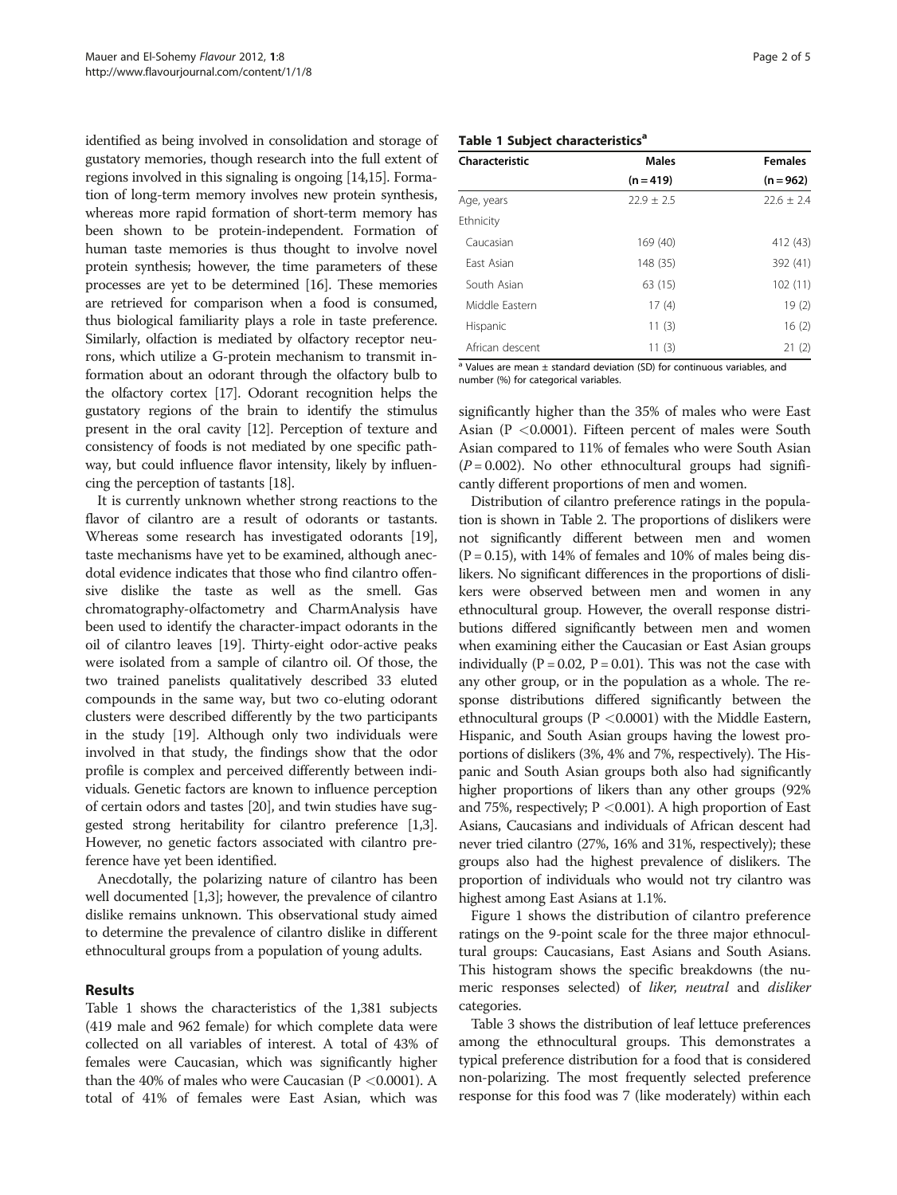identified as being involved in consolidation and storage of gustatory memories, though research into the full extent of regions involved in this signaling is ongoing [14,15]. Formation of long-term memory involves new protein synthesis, whereas more rapid formation of short-term memory has been shown to be protein-independent. Formation of human taste memories is thus thought to involve novel protein synthesis; however, the time parameters of these processes are yet to be determined [16]. These memories are retrieved for comparison when a food is consumed, thus biological familiarity plays a role in taste preference. Similarly, olfaction is mediated by olfactory receptor neurons, which utilize a G-protein mechanism to transmit information about an odorant through the olfactory bulb to the olfactory cortex [17]. Odorant recognition helps the gustatory regions of the brain to identify the stimulus present in the oral cavity [12]. Perception of texture and consistency of foods is not mediated by one specific pathway, but could influence flavor intensity, likely by influencing the perception of tastants [18].

It is currently unknown whether strong reactions to the flavor of cilantro are a result of odorants or tastants. Whereas some research has investigated odorants [19], taste mechanisms have yet to be examined, although anecdotal evidence indicates that those who find cilantro offensive dislike the taste as well as the smell. Gas chromatography-olfactometry and CharmAnalysis have been used to identify the character-impact odorants in the oil of cilantro leaves [19]. Thirty-eight odor-active peaks were isolated from a sample of cilantro oil. Of those, the two trained panelists qualitatively described 33 eluted compounds in the same way, but two co-eluting odorant clusters were described differently by the two participants in the study [19]. Although only two individuals were involved in that study, the findings show that the odor profile is complex and perceived differently between individuals. Genetic factors are known to influence perception of certain odors and tastes [20], and twin studies have suggested strong heritability for cilantro preference [1,3]. However, no genetic factors associated with cilantro preference have yet been identified.

Anecdotally, the polarizing nature of cilantro has been well documented [1,3]; however, the prevalence of cilantro dislike remains unknown. This observational study aimed to determine the prevalence of cilantro dislike in different ethnocultural groups from a population of young adults.

## Results

Table 1 shows the characteristics of the 1,381 subjects (419 male and 962 female) for which complete data were collected on all variables of interest. A total of 43% of females were Caucasian, which was significantly higher than the 40% of males who were Caucasian ($P < 0.0001$). A total of 41% of females were East Asian, which was significantly higher than the 35% of males who were East Asian ($P < 0.0001$). Fifteen percent of males were South Asian compared to 11% of females who were South Asian ($P = 0.002$). No other ethnocultural groups had significantly different proportions of men and women.

**Table 1 Subject characteristics**[a]

| Characteristic | Males (n = 419) | Females (n = 962) |
|---|---|---|
| Age, years | 22.9 ± 2.5 | 22.6 ± 2.4 |
| Ethnicity | | |
| Caucasian | 169 (40) | 412 (43) |
| East Asian | 148 (35) | 392 (41) |
| South Asian | 63 (15) | 102 (11) |
| Middle Eastern | 17 (4) | 19 (2) |
| Hispanic | 11 (3) | 16 (2) |
| African descent | 11 (3) | 21 (2) |

[a] Values are mean ± standard deviation (SD) for continuous variables, and number (%) for categorical variables.

Distribution of cilantro preference ratings in the population is shown in Table 2. The proportions of dislikers were not significantly different between men and women ($P = 0.15$), with 14% of females and 10% of males being dislikers. No significant differences in the proportions of dislikers were observed between men and women in any ethnocultural group. However, the overall response distributions differed significantly between men and women when examining either the Caucasian or East Asian groups individually ($P = 0.02$, $P = 0.01$). This was not the case with any other group, or in the population as a whole. The response distributions differed significantly between the ethnocultural groups ($P < 0.0001$) with the Middle Eastern, Hispanic, and South Asian groups having the lowest proportions of dislikers (3%, 4% and 7%, respectively). The Hispanic and South Asian groups both also had significantly higher proportions of likers than any other groups (92% and 75%, respectively; $P < 0.001$). A high proportion of East Asians, Caucasians and individuals of African descent had never tried cilantro (27%, 16% and 31%, respectively); these groups also had the highest prevalence of dislikers. The proportion of individuals who would not try cilantro was highest among East Asians at 1.1%.

Figure 1 shows the distribution of cilantro preference ratings on the 9-point scale for the three major ethnocultural groups: Caucasians, East Asians and South Asians. This histogram shows the specific breakdowns (the numeric responses selected) of *liker*, *neutral* and *disliker* categories.

Table 3 shows the distribution of leaf lettuce preferences among the ethnocultural groups. This demonstrates a typical preference distribution for a food that is considered non-polarizing. The most frequently selected preference response for this food was 7 (like moderately) within each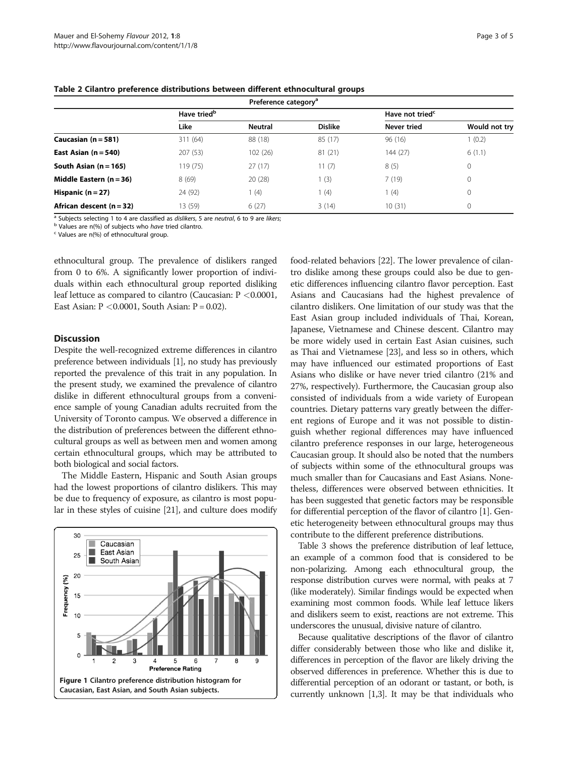**Table 2 Cilantro preference distributions between different ethnocultural groups**

| | Preference category[a] | | | | |
|---|---|---|---|---|---|
| | Have tried[b] | | | Have not tried[c] | |
| | Like | Neutral | Dislike | Never tried | Would not try |
| **Caucasian (n = 581)** | 311 (64) | 88 (18) | 85 (17) | 96 (16) | 1 (0.2) |
| **East Asian (n = 540)** | 207 (53) | 102 (26) | 81 (21) | 144 (27) | 6 (1.1) |
| **South Asian (n = 165)** | 119 (75) | 27 (17) | 11 (7) | 8 (5) | 0 |
| **Middle Eastern (n = 36)** | 8 (69) | 20 (28) | 1 (3) | 7 (19) | 0 |
| **Hispanic (n = 27)** | 24 (92) | 1 (4) | 1 (4) | 1 (4) | 0 |
| **African descent (n = 32)** | 13 (59) | 6 (27) | 3 (14) | 10 (31) | 0 |

[a] Subjects selecting 1 to 4 are classified as *dislikers*, 5 are *neutral*, 6 to 9 are *likers*;
[b] Values are n(%) of subjects who *have* tried cilantro.
[c] Values are n(%) of ethnocultural group.

ethnocultural group. The prevalence of dislikers ranged from 0 to 6%. A significantly lower proportion of individuals within each ethnocultural group reported disliking leaf lettuce as compared to cilantro (Caucasian: $P < 0.0001$, East Asian: $P < 0.0001$, South Asian: $P = 0.02$).

## Discussion

Despite the well-recognized extreme differences in cilantro preference between individuals [1], no study has previously reported the prevalence of this trait in any population. In the present study, we examined the prevalence of cilantro dislike in different ethnocultural groups from a convenience sample of young Canadian adults recruited from the University of Toronto campus. We observed a difference in the distribution of preferences between the different ethnocultural groups as well as between men and women among certain ethnocultural groups, which may be attributed to both biological and social factors.

The Middle Eastern, Hispanic and South Asian groups had the lowest proportions of cilantro dislikers. This may be due to frequency of exposure, as cilantro is most popular in these styles of cuisine [21], and culture does modify food-related behaviors [22]. The lower prevalence of cilantro dislike among these groups could also be due to genetic differences influencing cilantro flavor perception. East Asians and Caucasians had the highest prevalence of cilantro dislikers. One limitation of our study was that the East Asian group included individuals of Thai, Korean, Japanese, Vietnamese and Chinese descent. Cilantro may be more widely used in certain East Asian cuisines, such as Thai and Vietnamese [23], and less so in others, which may have influenced our estimated proportions of East Asians who dislike or have never tried cilantro (21% and 27%, respectively). Furthermore, the Caucasian group also consisted of individuals from a wide variety of European countries. Dietary patterns vary greatly between the different regions of Europe and it was not possible to distinguish whether regional differences may have influenced cilantro preference responses in our large, heterogeneous Caucasian group. It should also be noted that the numbers of subjects within some of the ethnocultural groups was much smaller than for Caucasians and East Asians. Nonetheless, differences were observed between ethnicities. It has been suggested that genetic factors may be responsible for differential perception of the flavor of cilantro [1]. Genetic heterogeneity between ethnocultural groups may thus contribute to the different preference distributions.

**Figure 1 Cilantro preference distribution histogram for Caucasian, East Asian, and South Asian subjects.**

Table 3 shows the preference distribution of leaf lettuce, an example of a common food that is considered to be non-polarizing. Among each ethnocultural group, the response distribution curves were normal, with peaks at 7 (like moderately). Similar findings would be expected when examining most common foods. While leaf lettuce likers and dislikers seem to exist, reactions are not extreme. This underscores the unusual, divisive nature of cilantro.

Because qualitative descriptions of the flavor of cilantro differ considerably between those who like and dislike it, differences in perception of the flavor are likely driving the observed differences in preference. Whether this is due to differential perception of an odorant or tastant, or both, is currently unknown [1,3]. It may be that individuals who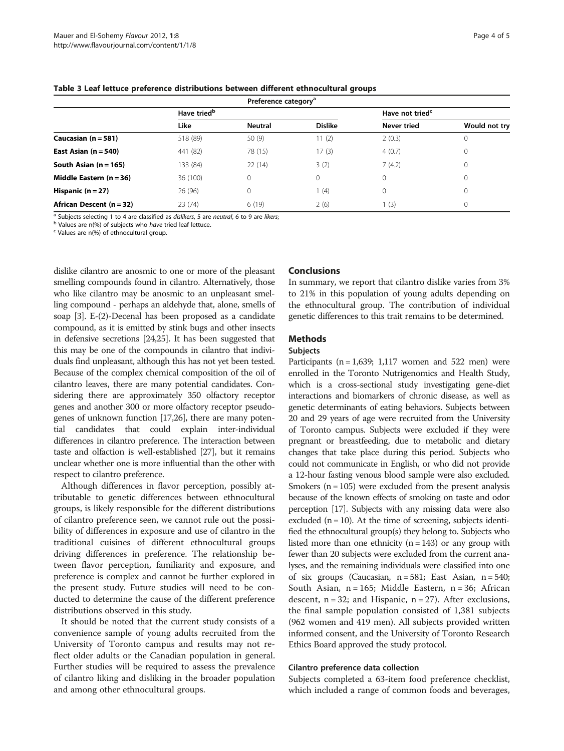**Table 3 Leaf lettuce preference distributions between different ethnocultural groups**

| | Preference category[a] | | | | |
|---|---|---|---|---|---|
| | Have tried[b] | | | Have not tried[c] | |
| | Like | Neutral | Dislike | Never tried | Would not try |
| **Caucasian (n = 581)** | 518 (89) | 50 (9) | 11 (2) | 2 (0.3) | 0 |
| **East Asian (n = 540)** | 441 (82) | 78 (15) | 17 (3) | 4 (0.7) | 0 |
| **South Asian (n = 165)** | 133 (84) | 22 (14) | 3 (2) | 7 (4.2) | 0 |
| **Middle Eastern (n = 36)** | 36 (100) | 0 | 0 | 0 | 0 |
| **Hispanic (n = 27)** | 26 (96) | 0 | 1 (4) | 0 | 0 |
| **African Descent (n = 32)** | 23 (74) | 6 (19) | 2 (6) | 1 (3) | 0 |

[a] Subjects selecting 1 to 4 are classified as *dislikers*, 5 are *neutral*, 6 to 9 are *likers*;
[b] Values are n(%) of subjects who *have* tried leaf lettuce.
[c] Values are n(%) of ethnocultural group.

dislike cilantro are anosmic to one or more of the pleasant smelling compounds found in cilantro. Alternatively, those who like cilantro may be anosmic to an unpleasant smelling compound - perhaps an aldehyde that, alone, smells of soap [3]. E-(2)-Decenal has been proposed as a candidate compound, as it is emitted by stink bugs and other insects in defensive secretions [24,25]. It has been suggested that this may be one of the compounds in cilantro that individuals find unpleasant, although this has not yet been tested. Because of the complex chemical composition of the oil of cilantro leaves, there are many potential candidates. Considering there are approximately 350 olfactory receptor genes and another 300 or more olfactory receptor pseudogenes of unknown function [17,26], there are many potential candidates that could explain inter-individual differences in cilantro preference. The interaction between taste and olfaction is well-established [27], but it remains unclear whether one is more influential than the other with respect to cilantro preference.

Although differences in flavor perception, possibly attributable to genetic differences between ethnocultural groups, is likely responsible for the different distributions of cilantro preference seen, we cannot rule out the possibility of differences in exposure and use of cilantro in the traditional cuisines of different ethnocultural groups driving differences in preference. The relationship between flavor perception, familiarity and exposure, and preference is complex and cannot be further explored in the present study. Future studies will need to be conducted to determine the cause of the different preference distributions observed in this study.

It should be noted that the current study consists of a convenience sample of young adults recruited from the University of Toronto campus and results may not reflect older adults or the Canadian population in general. Further studies will be required to assess the prevalence of cilantro liking and disliking in the broader population and among other ethnocultural groups.

## Conclusions

In summary, we report that cilantro dislike varies from 3% to 21% in this population of young adults depending on the ethnocultural group. The contribution of individual genetic differences to this trait remains to be determined.

## Methods

### Subjects

Participants (n = 1,639; 1,117 women and 522 men) were enrolled in the Toronto Nutrigenomics and Health Study, which is a cross-sectional study investigating gene-diet interactions and biomarkers of chronic disease, as well as genetic determinants of eating behaviors. Subjects between 20 and 29 years of age were recruited from the University of Toronto campus. Subjects were excluded if they were pregnant or breastfeeding, due to metabolic and dietary changes that take place during this period. Subjects who could not communicate in English, or who did not provide a 12-hour fasting venous blood sample were also excluded. Smokers (n = 105) were excluded from the present analysis because of the known effects of smoking on taste and odor perception [17]. Subjects with any missing data were also excluded (n = 10). At the time of screening, subjects identified the ethnocultural group(s) they belong to. Subjects who listed more than one ethnicity (n = 143) or any group with fewer than 20 subjects were excluded from the current analyses, and the remaining individuals were classified into one of six groups (Caucasian, n = 581; East Asian, n = 540; South Asian, n = 165; Middle Eastern, n = 36; African descent, n = 32; and Hispanic, n = 27). After exclusions, the final sample population consisted of 1,381 subjects (962 women and 419 men). All subjects provided written informed consent, and the University of Toronto Research Ethics Board approved the study protocol.

### Cilantro preference data collection

Subjects completed a 63-item food preference checklist, which included a range of common foods and beverages,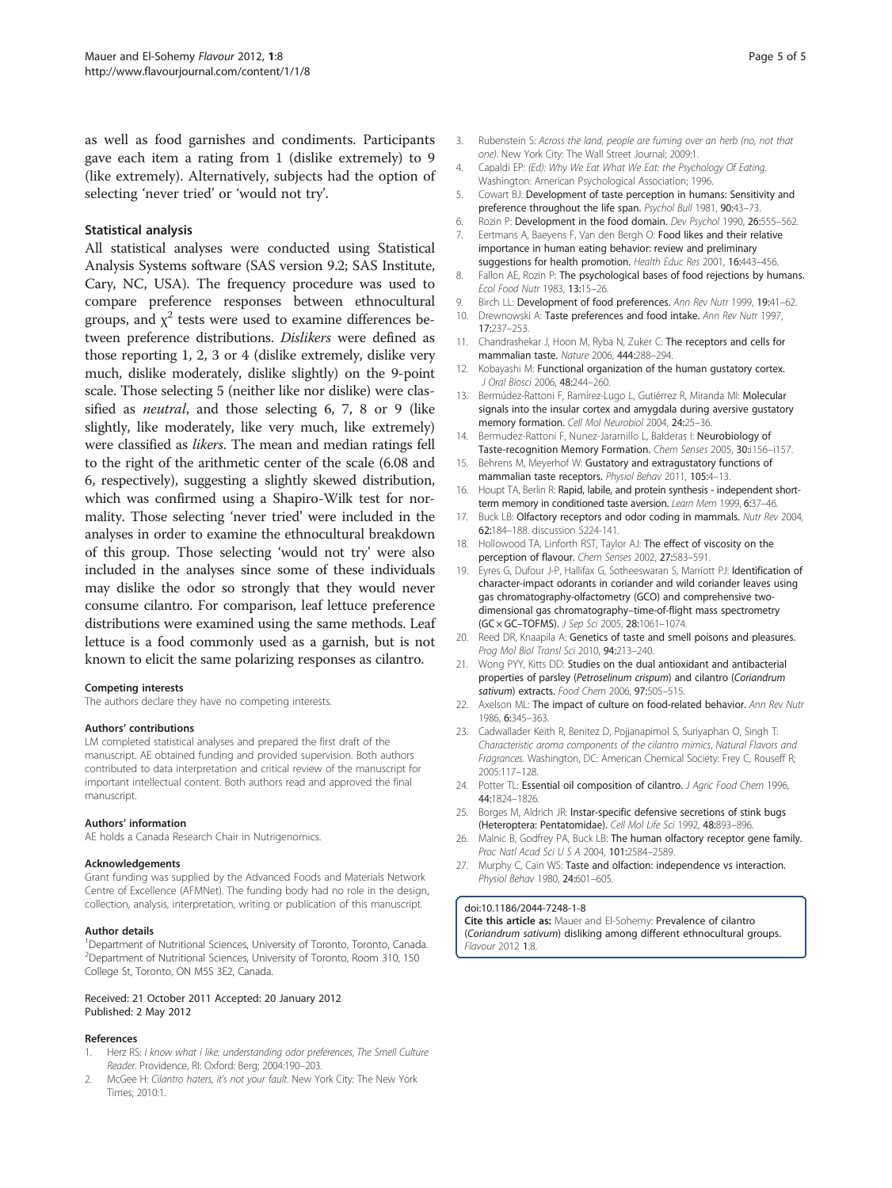as well as food garnishes and condiments. Participants gave each item a rating from 1 (dislike extremely) to 9 (like extremely). Alternatively, subjects had the option of selecting 'never tried' or 'would not try'.

### Statistical analysis

All statistical analyses were conducted using Statistical Analysis Systems software (SAS version 9.2; SAS Institute, Cary, NC, USA). The frequency procedure was used to compare preference responses between ethnocultural groups, and $\chi^2$ tests were used to examine differences between preference distributions. *Dislikers* were defined as those reporting 1, 2, 3 or 4 (dislike extremely, dislike very much, dislike moderately, dislike slightly) on the 9-point scale. Those selecting 5 (neither like nor dislike) were classified as *neutral*, and those selecting 6, 7, 8 or 9 (like slightly, like moderately, like very much, like extremely) were classified as *likers*. The mean and median ratings fell to the right of the arithmetic center of the scale (6.08 and 6, respectively), suggesting a slightly skewed distribution, which was confirmed using a Shapiro-Wilk test for normality. Those selecting 'never tried' were included in the analyses in order to examine the ethnocultural breakdown of this group. Those selecting 'would not try' were also included in the analyses since some of these individuals may dislike the odor so strongly that they would never consume cilantro. For comparison, leaf lettuce preference distributions were examined using the same methods. Leaf lettuce is a food commonly used as a garnish, but is not known to elicit the same polarizing responses as cilantro.

#### Competing interests

The authors declare they have no competing interests.

#### Authors' contributions

LM completed statistical analyses and prepared the first draft of the manuscript. AE obtained funding and provided supervision. Both authors contributed to data interpretation and critical review of the manuscript for important intellectual content. Both authors read and approved the final manuscript.

#### Authors' information

AE holds a Canada Research Chair in Nutrigenomics.

#### Acknowledgements

Grant funding was supplied by the Advanced Foods and Materials Network Centre of Excellence (AFMNet). The funding body had no role in the design, collection, analysis, interpretation, writing or publication of this manuscript.

#### Author details

[1]Department of Nutritional Sciences, University of Toronto, Toronto, Canada. [2]Department of Nutritional Sciences, University of Toronto, Room 310, 150 College St, Toronto, ON M5S 3E2, Canada.

Received: 21 October 2011 Accepted: 20 January 2012
Published: 2 May 2012

#### References

1. Herz RS: *I know what i like: understanding odor preferences*, *The Smell Culture Reader*. Providence, RI: Oxford: Berg; 2004:190–203.
2. McGee H: *Cilantro haters, it's not your fault*. New York City: The New York Times; 2010:1.
3. Rubenstein S: *Across the land, people are fuming over an herb (no, not that one)*. New York City: The Wall Street Journal; 2009:1.
4. Capaldi EP: *(Ed): Why We Eat What We Eat: the Psychology Of Eating*. Washington: American Psychological Association; 1996.
5. Cowart BJ: **Development of taste perception in humans: Sensitivity and preference throughout the life span.** *Psychol Bull* 1981, **90:**43–73.
6. Rozin P: **Development in the food domain.** *Dev Psychol* 1990, **26:**555–562.
7. Eertmans A, Baeyens F, Van den Bergh O: **Food likes and their relative importance in human eating behavior: review and preliminary suggestions for health promotion.** *Health Educ Res* 2001, **16:**443–456.
8. Fallon AE, Rozin P: **The psychological bases of food rejections by humans.** *Ecol Food Nutr* 1983, **13:**15–26.
9. Birch LL: **Development of food preferences.** *Ann Rev Nutr* 1999, **19:**41–62.
10. Drewnowski A: **Taste preferences and food intake.** *Ann Rev Nutr* 1997, **17:**237–253.
11. Chandrashekar J, Hoon M, Ryba N, Zuker C: **The receptors and cells for mammalian taste.** *Nature* 2006, **444:**288–294.
12. Kobayashi M: **Functional organization of the human gustatory cortex.** *J Oral Biosci* 2006, **48:**244–260.
13. Bermúdez-Rattoni F, Ramírez-Lugo L, Gutiérrez R, Miranda MI: **Molecular signals into the insular cortex and amygdala during aversive gustatory memory formation.** *Cell Mol Neurobiol* 2004, **24:**25–36.
14. Bermudez-Rattoni F, Nunez-Jaramillo L, Balderas I: **Neurobiology of Taste-recognition Memory Formation.** *Chem Senses* 2005, **30:**i156–i157.
15. Behrens M, Meyerhof W: **Gustatory and extragustatory functions of mammalian taste receptors.** *Physiol Behav* 2011, **105:**4–13.
16. Houpt TA, Berlin R: **Rapid, labile, and protein synthesis - independent short-term memory in conditioned taste aversion.** *Learn Mem* 1999, **6:**37–46.
17. Buck LB: **Olfactory receptors and odor coding in mammals.** *Nutr Rev* 2004, **62:**184–188. discussion S224-141.
18. Hollowood TA, Linforth RST, Taylor AJ: **The effect of viscosity on the perception of flavour.** *Chem Senses* 2002, **27:**583–591.
19. Eyres G, Dufour J-P, Hallifax G, Sotheeswaran S, Marriott PJ: **Identification of character-impact odorants in coriander and wild coriander leaves using gas chromatography-olfactometry (GCO) and comprehensive two-dimensional gas chromatography–time-of-flight mass spectrometry (GC × GC–TOFMS).** *J Sep Sci* 2005, **28:**1061–1074.
20. Reed DR, Knaapila A: **Genetics of taste and smell poisons and pleasures.** *Prog Mol Biol Transl Sci* 2010, **94:**213–240.
21. Wong PYY, Kitts DD: **Studies on the dual antioxidant and antibacterial properties of parsley (*Petroselinum crispum*) and cilantro (*Coriandrum sativum*) extracts.** *Food Chem* 2006, **97:**505–515.
22. Axelson ML: **The impact of culture on food-related behavior.** *Ann Rev Nutr* 1986, **6:**345–363.
23. Cadwallader Keith R, Benitez D, Pojjanapimol S, Suriyaphan O, Singh T: *Characteristic aroma components of the cilantro mimics*, *Natural Flavors and Fragrances*. Washington, DC: American Chemical Society: Frey C, Rouseff R; 2005:117–128.
24. Potter TL: **Essential oil composition of cilantro.** *J Agric Food Chem* 1996, **44:**1824–1826.
25. Borges M, Aldrich JR: **Instar-specific defensive secretions of stink bugs (Heteroptera: Pentatomidae).** *Cell Mol Life Sci* 1992, **48:**893–896.
26. Malnic B, Godfrey PA, Buck LB: **The human olfactory receptor gene family.** *Proc Natl Acad Sci U S A* 2004, **101:**2584–2589.
27. Murphy C, Cain WS: **Taste and olfaction: independence vs interaction.** *Physiol Behav* 1980, **24:**601–605.

doi:10.1186/2044-7248-1-8
**Cite this article as:** Mauer and El-Sohemy: Prevalence of cilantro (*Coriandrum sativum*) disliking among different ethnocultural groups. *Flavour* 2012 **1**:8.